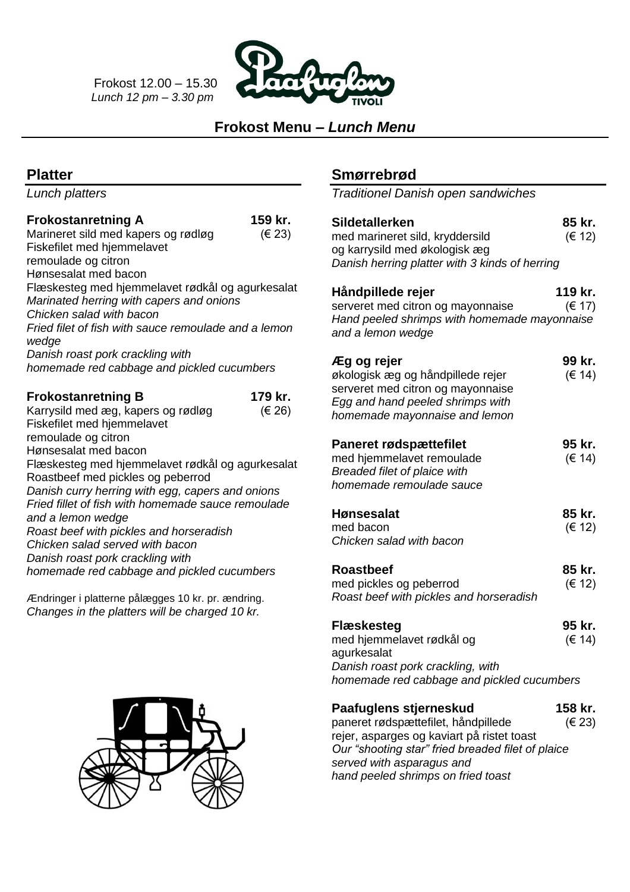Frokost 12.00 – 15.30
*Lunch 12 pm – 3.30 pm*

# Frokost Menu – *Lunch Menu*

## Platter

*Lunch platters*

**Frokostanretning A** **159 kr.** (€ 23)

Marineret sild med kapers og rødløg
Fiskefilet med hjemmelavet remoulade og citron
Hønsesalat med bacon
Flæskesteg med hjemmelavet rødkål og agurkesalat
*Marinated herring with capers and onions*
*Chicken salad with bacon*
*Fried filet of fish with sauce remoulade and a lemon wedge*
*Danish roast pork crackling with homemade red cabbage and pickled cucumbers*

**Frokostanretning B** **179 kr.** (€ 26)

Karrysild med æg, kapers og rødløg
Fiskefilet med hjemmelavet remoulade og citron
Hønsesalat med bacon
Flæskesteg med hjemmelavet rødkål og agurkesalat
Roastbeef med pickles og peberrod
*Danish curry herring with egg, capers and onions*
*Fried fillet of fish with homemade sauce remoulade and a lemon wedge*
*Roast beef with pickles and horseradish*
*Chicken salad served with bacon*
*Danish roast pork crackling with homemade red cabbage and pickled cucumbers*

Ændringer i platterne pålægges 10 kr. pr. ændring.
*Changes in the platters will be charged 10 kr.*

## Smørrebrød

*Traditionel Danish open sandwiches*

**Sildetallerken** **85 kr.** (€ 12)
med marineret sild, kryddersild og karrysild med økologisk æg
*Danish herring platter with 3 kinds of herring*

**Håndpillede rejer** **119 kr.** (€ 17)
serveret med citron og mayonnaise
*Hand peeled shrimps with homemade mayonnaise and a lemon wedge*

**Æg og rejer** **99 kr.** (€ 14)
økologisk æg og håndpillede rejer serveret med citron og mayonnaise
*Egg and hand peeled shrimps with homemade mayonnaise and lemon*

**Paneret rødspættefilet** **95 kr.** (€ 14)
med hjemmelavet remoulade
*Breaded filet of plaice with homemade remoulade sauce*

**Hønsesalat** **85 kr.** (€ 12)
med bacon
*Chicken salad with bacon*

**Roastbeef** **85 kr.** (€ 12)
med pickles og peberrod
*Roast beef with pickles and horseradish*

**Flæskesteg** **95 kr.** (€ 14)
med hjemmelavet rødkål og agurkesalat
*Danish roast pork crackling, with homemade red cabbage and pickled cucumbers*

**Paafuglens stjerneskud** **158 kr.** (€ 23)
paneret rødspættefilet, håndpillede rejer, asparges og kaviart på ristet toast
*Our "shooting star" fried breaded filet of plaice served with asparagus and hand peeled shrimps on fried toast*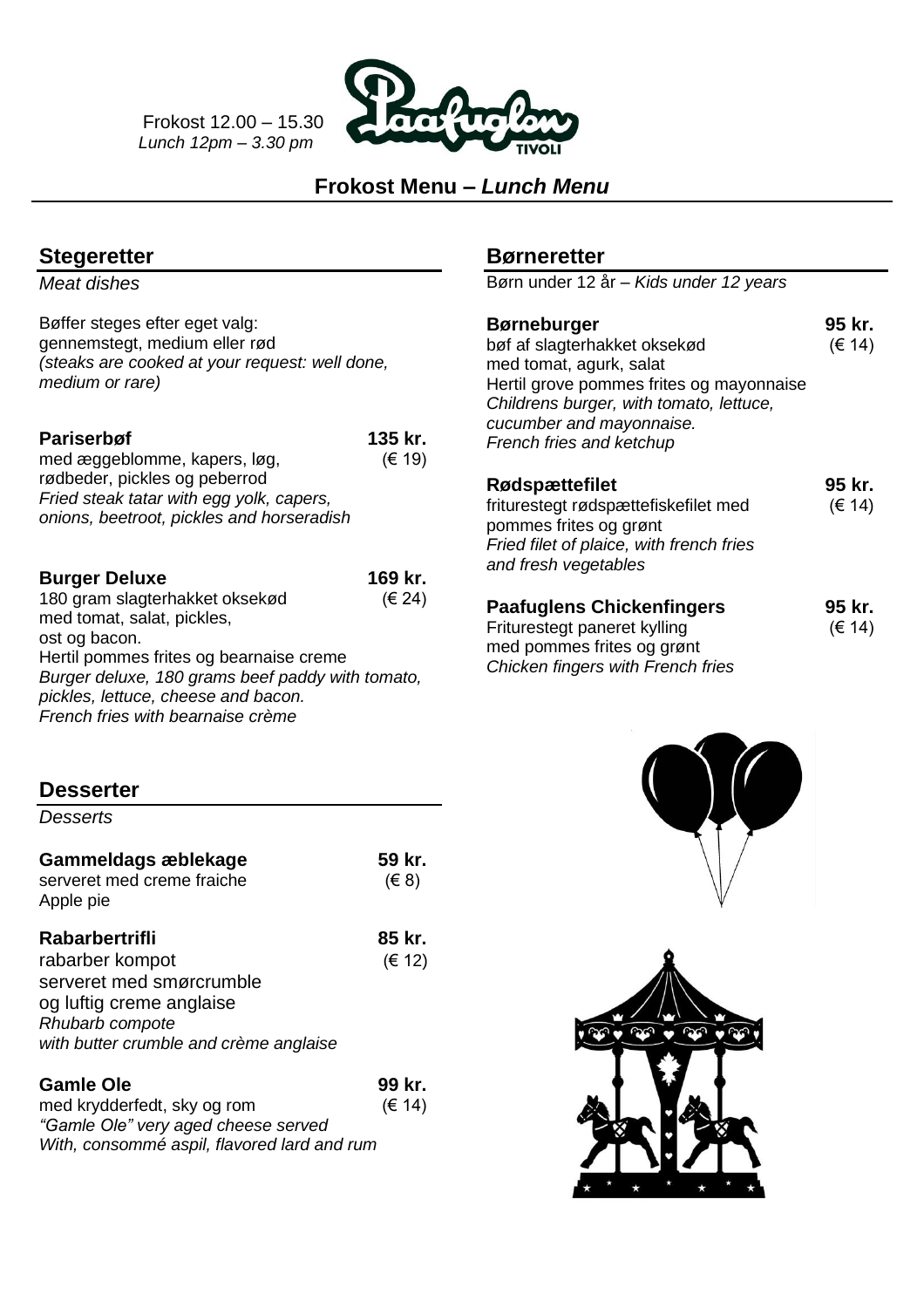Frokost 12.00 – 15.30
*Lunch 12pm – 3.30 pm*

Paafuglen TIVOLI

# Frokost Menu – *Lunch Menu*

## Stegeretter

*Meat dishes*

Bøffer steges efter eget valg:
gennemstegt, medium eller rød
*(steaks are cooked at your request: well done, medium or rare)*

**Pariserbøf** **135 kr.** (€ 19)
med æggeblomme, kapers, løg,
rødbeder, pickles og peberrod
*Fried steak tatar with egg yolk, capers, onions, beetroot, pickles and horseradish*

**Burger Deluxe** **169 kr.** (€ 24)
180 gram slagterhakket oksekød
med tomat, salat, pickles,
ost og bacon.
Hertil pommes frites og bearnaise creme
*Burger deluxe, 180 grams beef paddy with tomato, pickles, lettuce, cheese and bacon.*
*French fries with bearnaise crème*

## Desserter

*Desserts*

**Gammeldags æblekage** **59 kr.** (€ 8)
serveret med creme fraiche
Apple pie

**Rabarbertrifli** **85 kr.** (€ 12)
rabarber kompot
serveret med smørcrumble
og luftig creme anglaise
*Rhubarb compote*
*with butter crumble and crème anglaise*

**Gamle Ole** **99 kr.** (€ 14)
med krydderfedt, sky og rom
*"Gamle Ole" very aged cheese served*
*With, consommé aspil, flavored lard and rum*

## Børneretter

Børn under 12 år – *Kids under 12 years*

**Børneburger** **95 kr.** (€ 14)
bøf af slagterhakket oksekød
med tomat, agurk, salat
Hertil grove pommes frites og mayonnaise
*Childrens burger, with tomato, lettuce, cucumber and mayonnaise.*
*French fries and ketchup*

**Rødspættefilet** **95 kr.** (€ 14)
friturestegt rødspættefiskefilet med
pommes frites og grønt
*Fried filet of plaice, with french fries and fresh vegetables*

**Paafuglens Chickenfingers** **95 kr.** (€ 14)
Friturestegt paneret kylling
med pommes frites og grønt
*Chicken fingers with French fries*